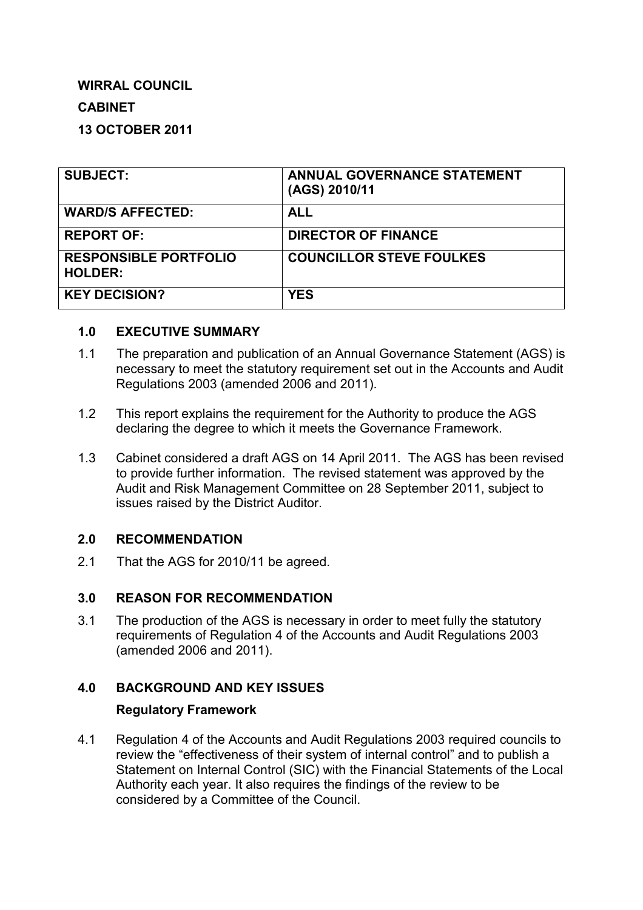**WIRRAL COUNCIL**

**CABINET**

**13 OCTOBER 2011**

| SUBJECT: | ANNUAL GOVERNANCE STATEMENT (AGS) 2010/11 |
|---|---|
| WARD/S AFFECTED: | ALL |
| REPORT OF: | DIRECTOR OF FINANCE |
| RESPONSIBLE PORTFOLIO HOLDER: | COUNCILLOR STEVE FOULKES |
| KEY DECISION? | YES |

## 1.0 EXECUTIVE SUMMARY

1.1 The preparation and publication of an Annual Governance Statement (AGS) is necessary to meet the statutory requirement set out in the Accounts and Audit Regulations 2003 (amended 2006 and 2011).

1.2 This report explains the requirement for the Authority to produce the AGS declaring the degree to which it meets the Governance Framework.

1.3 Cabinet considered a draft AGS on 14 April 2011. The AGS has been revised to provide further information. The revised statement was approved by the Audit and Risk Management Committee on 28 September 2011, subject to issues raised by the District Auditor.

## 2.0 RECOMMENDATION

2.1 That the AGS for 2010/11 be agreed.

## 3.0 REASON FOR RECOMMENDATION

3.1 The production of the AGS is necessary in order to meet fully the statutory requirements of Regulation 4 of the Accounts and Audit Regulations 2003 (amended 2006 and 2011).

## 4.0 BACKGROUND AND KEY ISSUES

### Regulatory Framework

4.1 Regulation 4 of the Accounts and Audit Regulations 2003 required councils to review the "effectiveness of their system of internal control" and to publish a Statement on Internal Control (SIC) with the Financial Statements of the Local Authority each year. It also requires the findings of the review to be considered by a Committee of the Council.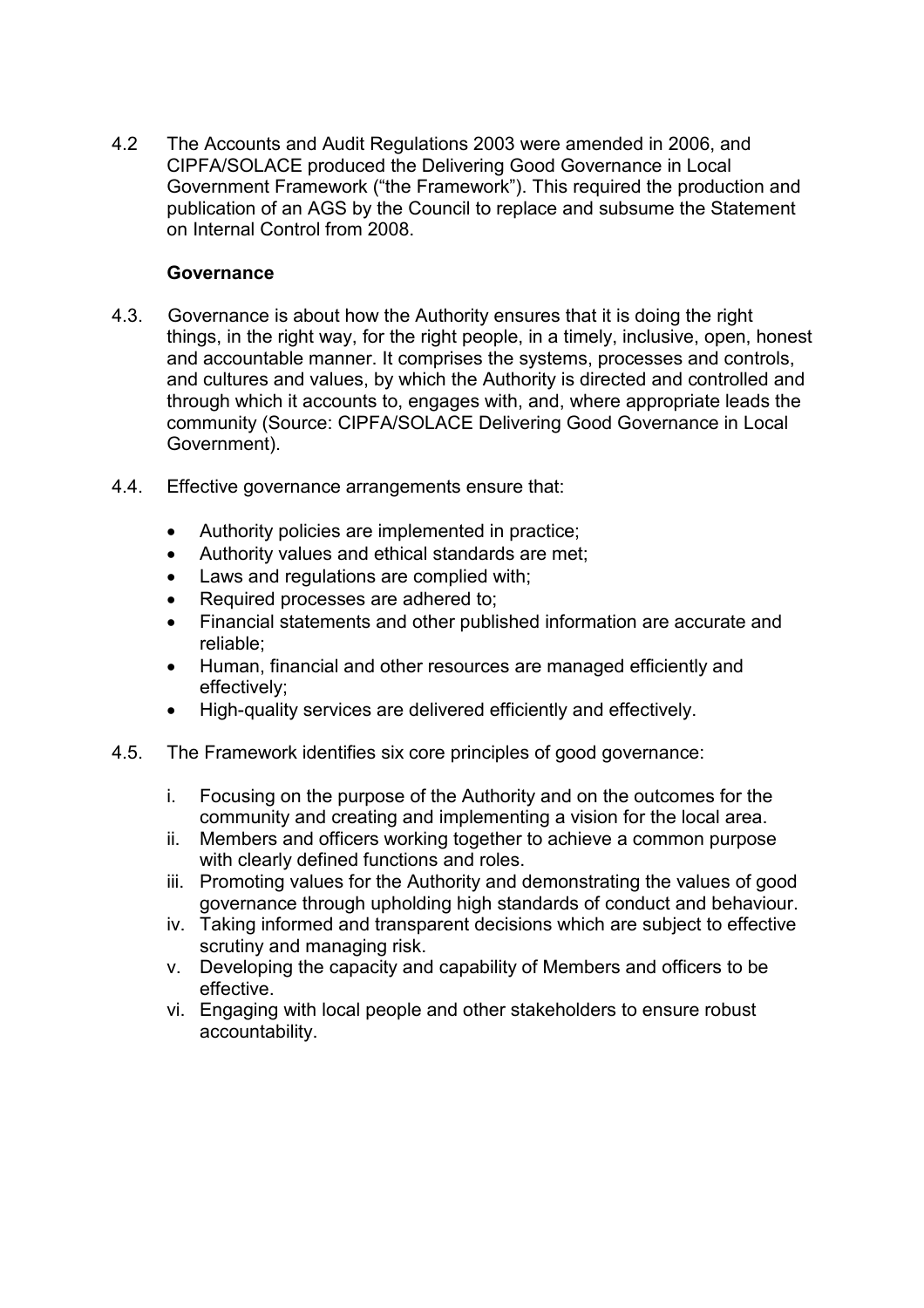4.2 The Accounts and Audit Regulations 2003 were amended in 2006, and CIPFA/SOLACE produced the Delivering Good Governance in Local Government Framework ("the Framework"). This required the production and publication of an AGS by the Council to replace and subsume the Statement on Internal Control from 2008.

**Governance**

4.3. Governance is about how the Authority ensures that it is doing the right things, in the right way, for the right people, in a timely, inclusive, open, honest and accountable manner. It comprises the systems, processes and controls, and cultures and values, by which the Authority is directed and controlled and through which it accounts to, engages with, and, where appropriate leads the community (Source: CIPFA/SOLACE Delivering Good Governance in Local Government).

4.4. Effective governance arrangements ensure that:

- Authority policies are implemented in practice;
- Authority values and ethical standards are met;
- Laws and regulations are complied with;
- Required processes are adhered to;
- Financial statements and other published information are accurate and reliable;
- Human, financial and other resources are managed efficiently and effectively;
- High-quality services are delivered efficiently and effectively.

4.5. The Framework identifies six core principles of good governance:

i. Focusing on the purpose of the Authority and on the outcomes for the community and creating and implementing a vision for the local area.
ii. Members and officers working together to achieve a common purpose with clearly defined functions and roles.
iii. Promoting values for the Authority and demonstrating the values of good governance through upholding high standards of conduct and behaviour.
iv. Taking informed and transparent decisions which are subject to effective scrutiny and managing risk.
v. Developing the capacity and capability of Members and officers to be effective.
vi. Engaging with local people and other stakeholders to ensure robust accountability.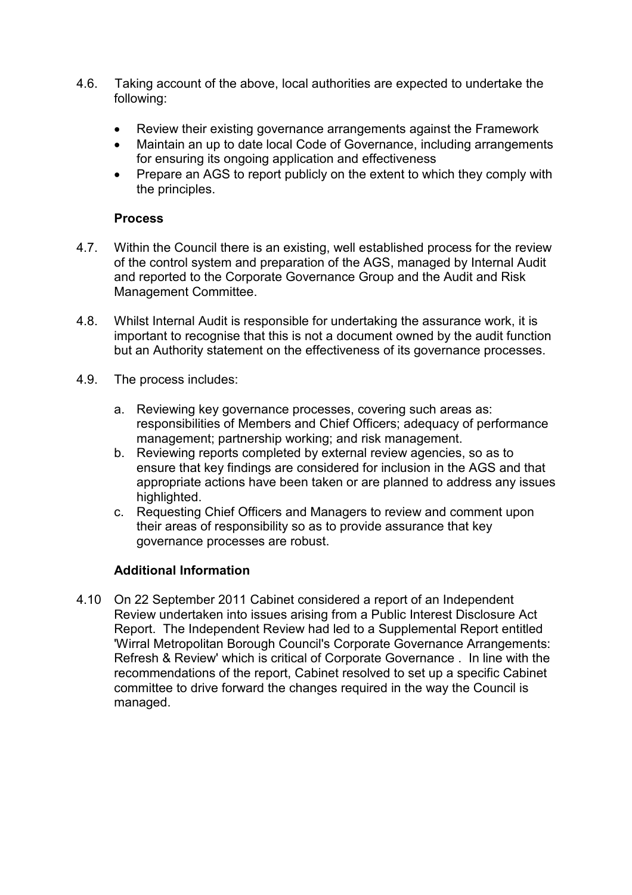4.6. Taking account of the above, local authorities are expected to undertake the following:

- Review their existing governance arrangements against the Framework
- Maintain an up to date local Code of Governance, including arrangements for ensuring its ongoing application and effectiveness
- Prepare an AGS to report publicly on the extent to which they comply with the principles.

**Process**

4.7. Within the Council there is an existing, well established process for the review of the control system and preparation of the AGS, managed by Internal Audit and reported to the Corporate Governance Group and the Audit and Risk Management Committee.

4.8. Whilst Internal Audit is responsible for undertaking the assurance work, it is important to recognise that this is not a document owned by the audit function but an Authority statement on the effectiveness of its governance processes.

4.9. The process includes:

a. Reviewing key governance processes, covering such areas as: responsibilities of Members and Chief Officers; adequacy of performance management; partnership working; and risk management.
b. Reviewing reports completed by external review agencies, so as to ensure that key findings are considered for inclusion in the AGS and that appropriate actions have been taken or are planned to address any issues highlighted.
c. Requesting Chief Officers and Managers to review and comment upon their areas of responsibility so as to provide assurance that key governance processes are robust.

**Additional Information**

4.10 On 22 September 2011 Cabinet considered a report of an Independent Review undertaken into issues arising from a Public Interest Disclosure Act Report. The Independent Review had led to a Supplemental Report entitled 'Wirral Metropolitan Borough Council's Corporate Governance Arrangements: Refresh & Review' which is critical of Corporate Governance . In line with the recommendations of the report, Cabinet resolved to set up a specific Cabinet committee to drive forward the changes required in the way the Council is managed.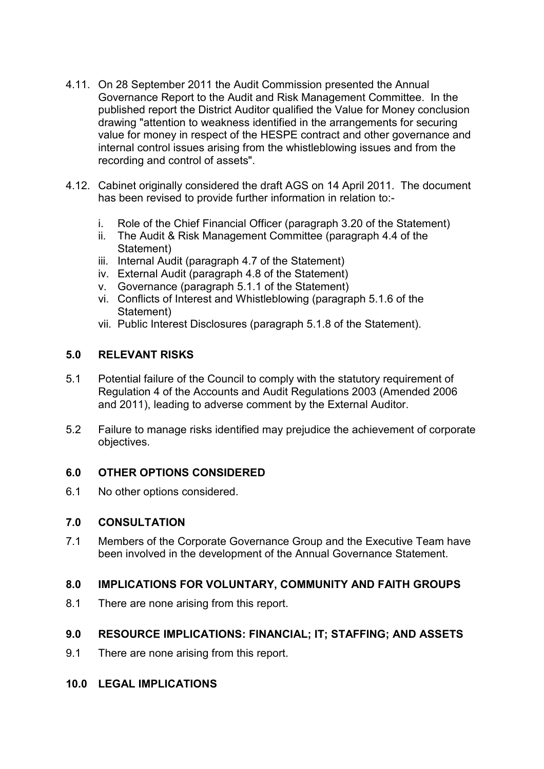4.11. On 28 September 2011 the Audit Commission presented the Annual Governance Report to the Audit and Risk Management Committee. In the published report the District Auditor qualified the Value for Money conclusion drawing "attention to weakness identified in the arrangements for securing value for money in respect of the HESPE contract and other governance and internal control issues arising from the whistleblowing issues and from the recording and control of assets".

4.12. Cabinet originally considered the draft AGS on 14 April 2011. The document has been revised to provide further information in relation to:-

i. Role of the Chief Financial Officer (paragraph 3.20 of the Statement)
ii. The Audit & Risk Management Committee (paragraph 4.4 of the Statement)
iii. Internal Audit (paragraph 4.7 of the Statement)
iv. External Audit (paragraph 4.8 of the Statement)
v. Governance (paragraph 5.1.1 of the Statement)
vi. Conflicts of Interest and Whistleblowing (paragraph 5.1.6 of the Statement)
vii. Public Interest Disclosures (paragraph 5.1.8 of the Statement).

## 5.0 RELEVANT RISKS

5.1 Potential failure of the Council to comply with the statutory requirement of Regulation 4 of the Accounts and Audit Regulations 2003 (Amended 2006 and 2011), leading to adverse comment by the External Auditor.

5.2 Failure to manage risks identified may prejudice the achievement of corporate objectives.

## 6.0 OTHER OPTIONS CONSIDERED

6.1 No other options considered.

## 7.0 CONSULTATION

7.1 Members of the Corporate Governance Group and the Executive Team have been involved in the development of the Annual Governance Statement.

## 8.0 IMPLICATIONS FOR VOLUNTARY, COMMUNITY AND FAITH GROUPS

8.1 There are none arising from this report.

## 9.0 RESOURCE IMPLICATIONS: FINANCIAL; IT; STAFFING; AND ASSETS

9.1 There are none arising from this report.

## 10.0 LEGAL IMPLICATIONS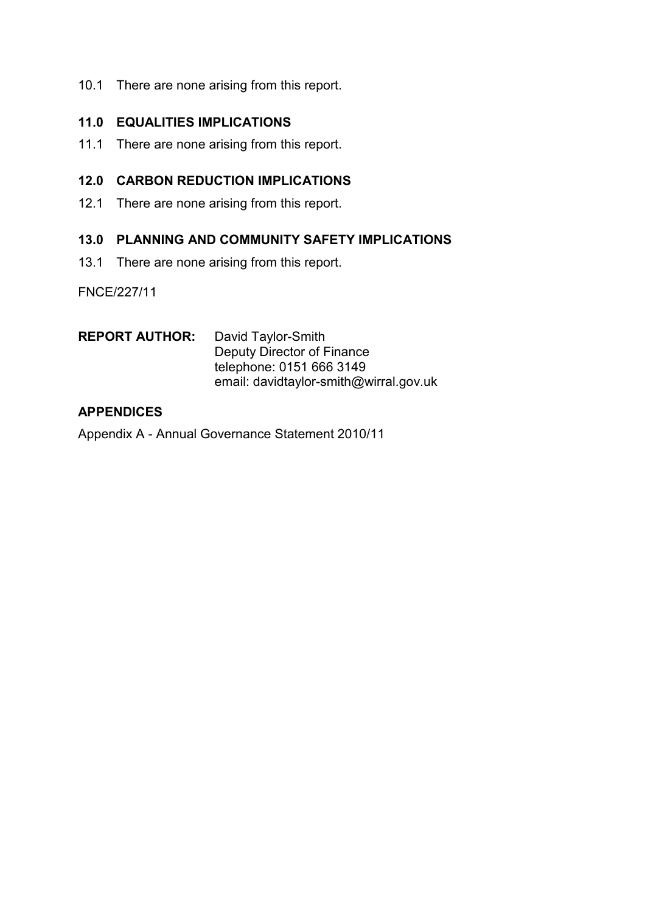10.1 There are none arising from this report.

## 11.0 EQUALITIES IMPLICATIONS

11.1 There are none arising from this report.

## 12.0 CARBON REDUCTION IMPLICATIONS

12.1 There are none arising from this report.

## 13.0 PLANNING AND COMMUNITY SAFETY IMPLICATIONS

13.1 There are none arising from this report.

FNCE/227/11

**REPORT AUTHOR:** David Taylor-Smith
Deputy Director of Finance
telephone: 0151 666 3149
email: davidtaylor-smith@wirral.gov.uk

## APPENDICES

Appendix A - Annual Governance Statement 2010/11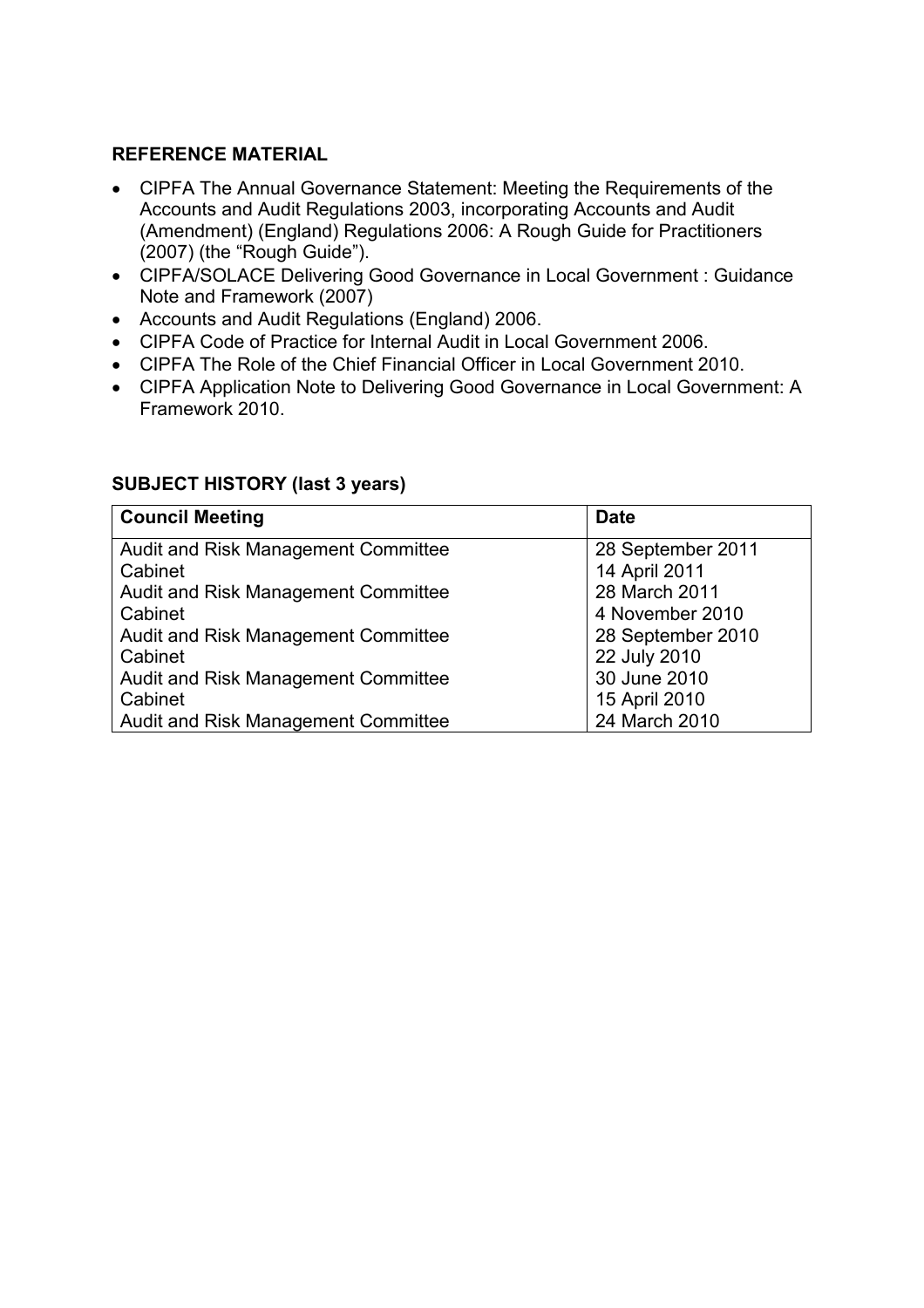## REFERENCE MATERIAL

- CIPFA The Annual Governance Statement: Meeting the Requirements of the Accounts and Audit Regulations 2003, incorporating Accounts and Audit (Amendment) (England) Regulations 2006: A Rough Guide for Practitioners (2007) (the "Rough Guide").
- CIPFA/SOLACE Delivering Good Governance in Local Government : Guidance Note and Framework (2007)
- Accounts and Audit Regulations (England) 2006.
- CIPFA Code of Practice for Internal Audit in Local Government 2006.
- CIPFA The Role of the Chief Financial Officer in Local Government 2010.
- CIPFA Application Note to Delivering Good Governance in Local Government: A Framework 2010.

## SUBJECT HISTORY (last 3 years)

| Council Meeting | Date |
|---|---|
| Audit and Risk Management Committee | 28 September 2011 |
| Cabinet | 14 April 2011 |
| Audit and Risk Management Committee | 28 March 2011 |
| Cabinet | 4 November 2010 |
| Audit and Risk Management Committee | 28 September 2010 |
| Cabinet | 22 July 2010 |
| Audit and Risk Management Committee | 30 June 2010 |
| Cabinet | 15 April 2010 |
| Audit and Risk Management Committee | 24 March 2010 |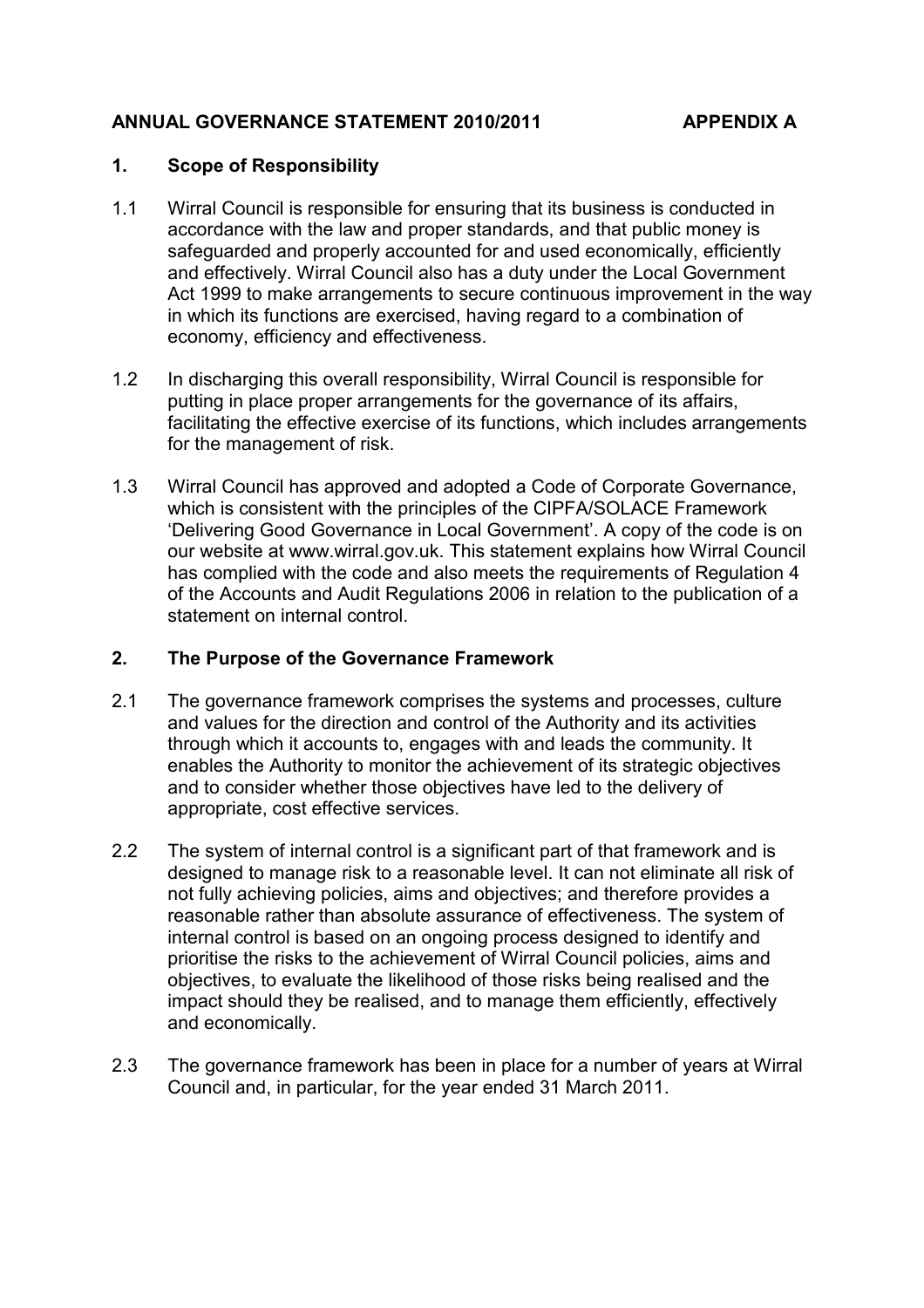**ANNUAL GOVERNANCE STATEMENT 2010/2011 APPENDIX A**

## 1. Scope of Responsibility

1.1 Wirral Council is responsible for ensuring that its business is conducted in accordance with the law and proper standards, and that public money is safeguarded and properly accounted for and used economically, efficiently and effectively. Wirral Council also has a duty under the Local Government Act 1999 to make arrangements to secure continuous improvement in the way in which its functions are exercised, having regard to a combination of economy, efficiency and effectiveness.

1.2 In discharging this overall responsibility, Wirral Council is responsible for putting in place proper arrangements for the governance of its affairs, facilitating the effective exercise of its functions, which includes arrangements for the management of risk.

1.3 Wirral Council has approved and adopted a Code of Corporate Governance, which is consistent with the principles of the CIPFA/SOLACE Framework 'Delivering Good Governance in Local Government'. A copy of the code is on our website at www.wirral.gov.uk. This statement explains how Wirral Council has complied with the code and also meets the requirements of Regulation 4 of the Accounts and Audit Regulations 2006 in relation to the publication of a statement on internal control.

## 2. The Purpose of the Governance Framework

2.1 The governance framework comprises the systems and processes, culture and values for the direction and control of the Authority and its activities through which it accounts to, engages with and leads the community. It enables the Authority to monitor the achievement of its strategic objectives and to consider whether those objectives have led to the delivery of appropriate, cost effective services.

2.2 The system of internal control is a significant part of that framework and is designed to manage risk to a reasonable level. It can not eliminate all risk of not fully achieving policies, aims and objectives; and therefore provides a reasonable rather than absolute assurance of effectiveness. The system of internal control is based on an ongoing process designed to identify and prioritise the risks to the achievement of Wirral Council policies, aims and objectives, to evaluate the likelihood of those risks being realised and the impact should they be realised, and to manage them efficiently, effectively and economically.

2.3 The governance framework has been in place for a number of years at Wirral Council and, in particular, for the year ended 31 March 2011.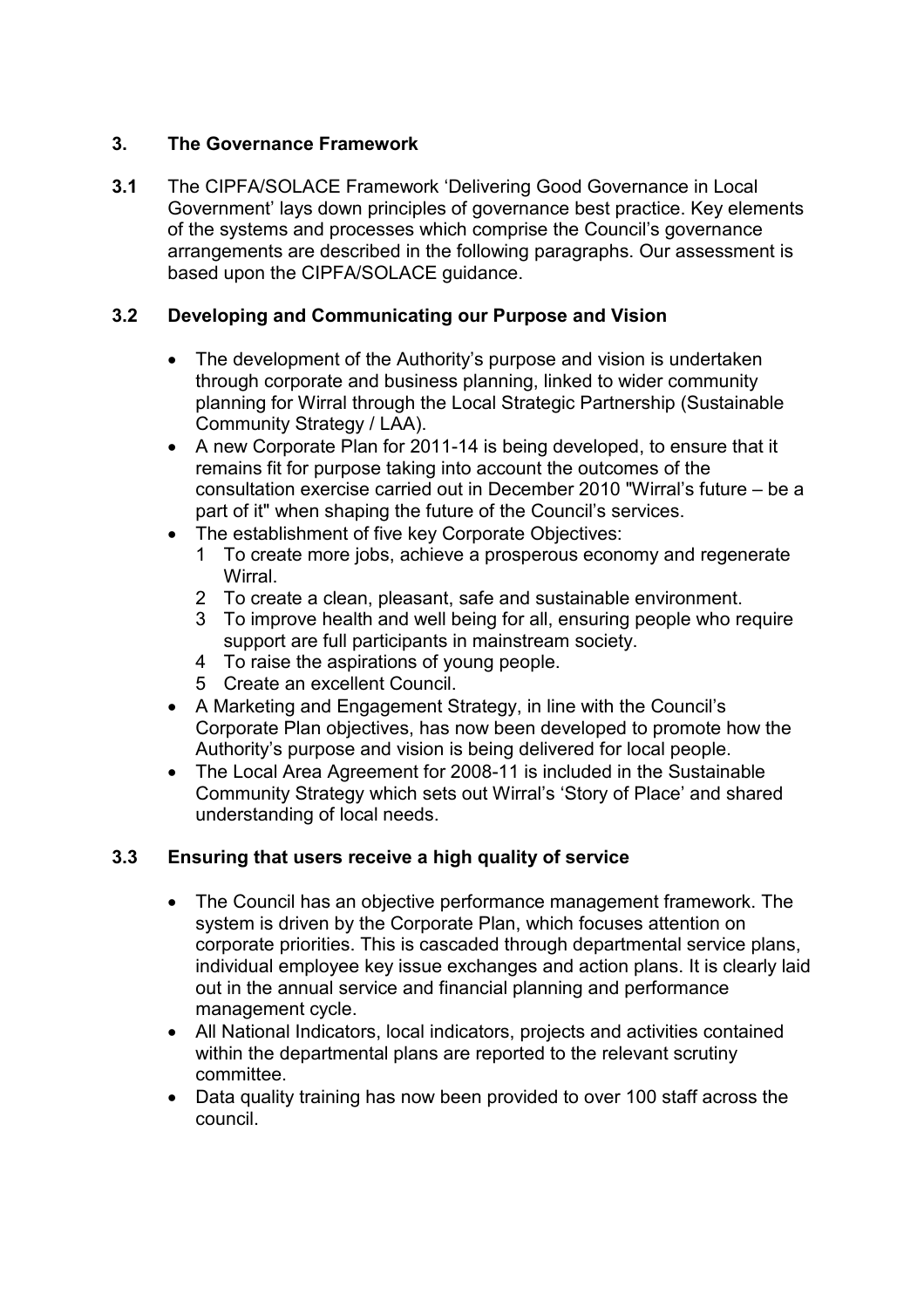## 3. The Governance Framework

**3.1** The CIPFA/SOLACE Framework 'Delivering Good Governance in Local Government' lays down principles of governance best practice. Key elements of the systems and processes which comprise the Council's governance arrangements are described in the following paragraphs. Our assessment is based upon the CIPFA/SOLACE guidance.

### 3.2 Developing and Communicating our Purpose and Vision

- The development of the Authority's purpose and vision is undertaken through corporate and business planning, linked to wider community planning for Wirral through the Local Strategic Partnership (Sustainable Community Strategy / LAA).
- A new Corporate Plan for 2011-14 is being developed, to ensure that it remains fit for purpose taking into account the outcomes of the consultation exercise carried out in December 2010 "Wirral's future – be a part of it" when shaping the future of the Council's services.
- The establishment of five key Corporate Objectives:
  1. To create more jobs, achieve a prosperous economy and regenerate Wirral.
  2. To create a clean, pleasant, safe and sustainable environment.
  3. To improve health and well being for all, ensuring people who require support are full participants in mainstream society.
  4. To raise the aspirations of young people.
  5. Create an excellent Council.
- A Marketing and Engagement Strategy, in line with the Council's Corporate Plan objectives, has now been developed to promote how the Authority's purpose and vision is being delivered for local people.
- The Local Area Agreement for 2008-11 is included in the Sustainable Community Strategy which sets out Wirral's 'Story of Place' and shared understanding of local needs.

### 3.3 Ensuring that users receive a high quality of service

- The Council has an objective performance management framework. The system is driven by the Corporate Plan, which focuses attention on corporate priorities. This is cascaded through departmental service plans, individual employee key issue exchanges and action plans. It is clearly laid out in the annual service and financial planning and performance management cycle.
- All National Indicators, local indicators, projects and activities contained within the departmental plans are reported to the relevant scrutiny committee.
- Data quality training has now been provided to over 100 staff across the council.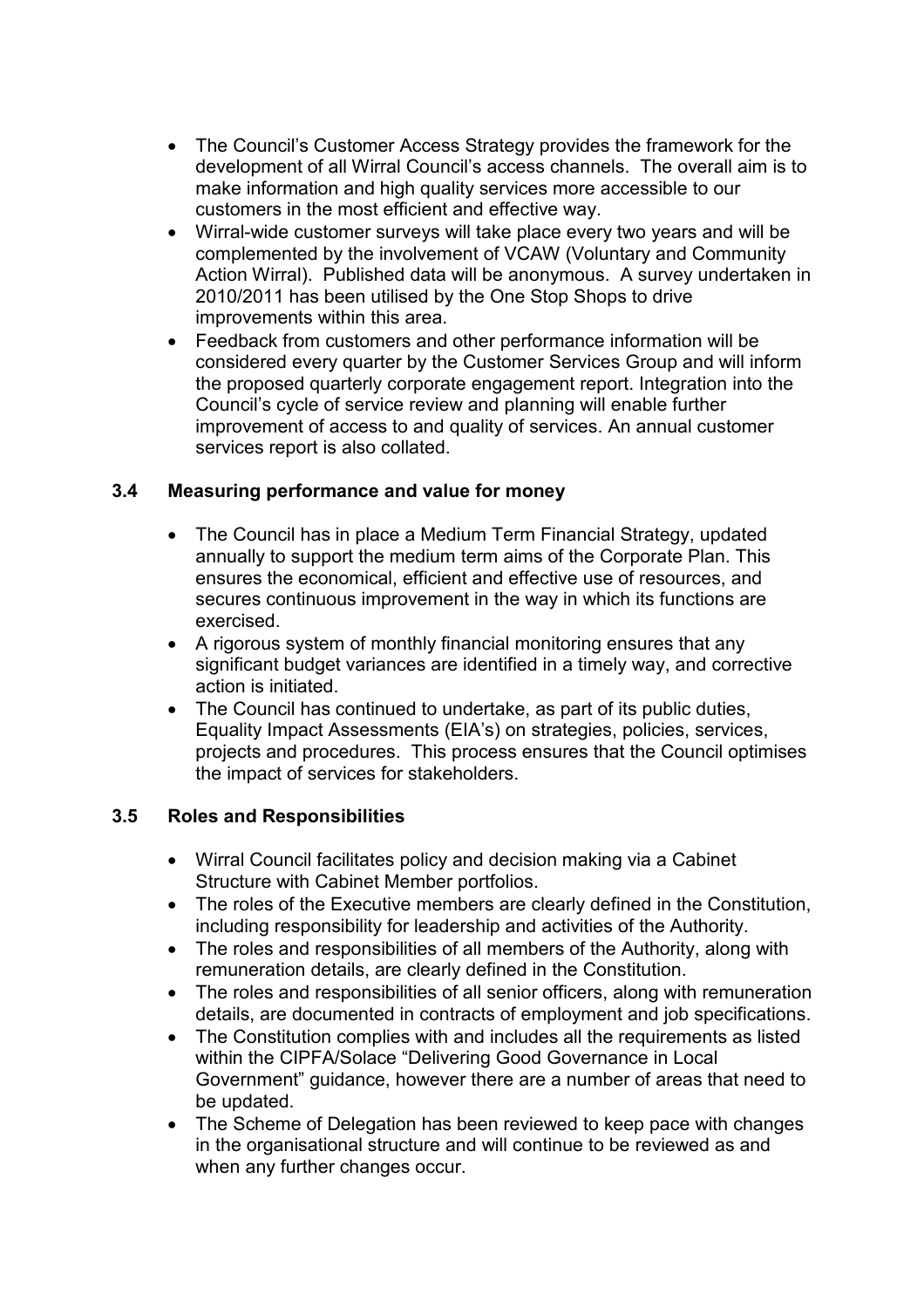- The Council's Customer Access Strategy provides the framework for the development of all Wirral Council's access channels. The overall aim is to make information and high quality services more accessible to our customers in the most efficient and effective way.
- Wirral-wide customer surveys will take place every two years and will be complemented by the involvement of VCAW (Voluntary and Community Action Wirral). Published data will be anonymous. A survey undertaken in 2010/2011 has been utilised by the One Stop Shops to drive improvements within this area.
- Feedback from customers and other performance information will be considered every quarter by the Customer Services Group and will inform the proposed quarterly corporate engagement report. Integration into the Council's cycle of service review and planning will enable further improvement of access to and quality of services. An annual customer services report is also collated.

### 3.4 Measuring performance and value for money

- The Council has in place a Medium Term Financial Strategy, updated annually to support the medium term aims of the Corporate Plan. This ensures the economical, efficient and effective use of resources, and secures continuous improvement in the way in which its functions are exercised.
- A rigorous system of monthly financial monitoring ensures that any significant budget variances are identified in a timely way, and corrective action is initiated.
- The Council has continued to undertake, as part of its public duties, Equality Impact Assessments (EIA's) on strategies, policies, services, projects and procedures. This process ensures that the Council optimises the impact of services for stakeholders.

### 3.5 Roles and Responsibilities

- Wirral Council facilitates policy and decision making via a Cabinet Structure with Cabinet Member portfolios.
- The roles of the Executive members are clearly defined in the Constitution, including responsibility for leadership and activities of the Authority.
- The roles and responsibilities of all members of the Authority, along with remuneration details, are clearly defined in the Constitution.
- The roles and responsibilities of all senior officers, along with remuneration details, are documented in contracts of employment and job specifications.
- The Constitution complies with and includes all the requirements as listed within the CIPFA/Solace "Delivering Good Governance in Local Government" guidance, however there are a number of areas that need to be updated.
- The Scheme of Delegation has been reviewed to keep pace with changes in the organisational structure and will continue to be reviewed as and when any further changes occur.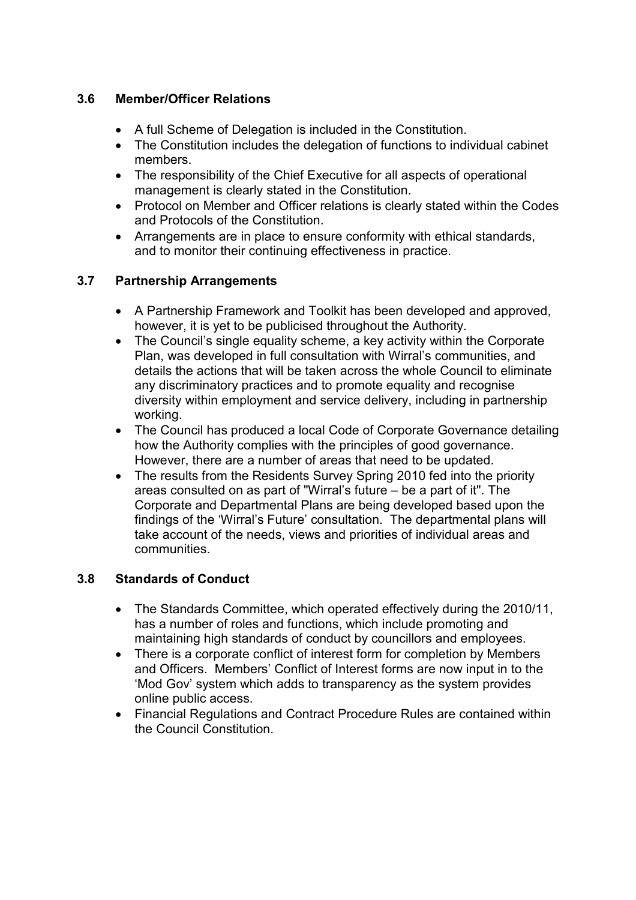### 3.6 Member/Officer Relations

- A full Scheme of Delegation is included in the Constitution.
- The Constitution includes the delegation of functions to individual cabinet members.
- The responsibility of the Chief Executive for all aspects of operational management is clearly stated in the Constitution.
- Protocol on Member and Officer relations is clearly stated within the Codes and Protocols of the Constitution.
- Arrangements are in place to ensure conformity with ethical standards, and to monitor their continuing effectiveness in practice.

### 3.7 Partnership Arrangements

- A Partnership Framework and Toolkit has been developed and approved, however, it is yet to be publicised throughout the Authority.
- The Council's single equality scheme, a key activity within the Corporate Plan, was developed in full consultation with Wirral's communities, and details the actions that will be taken across the whole Council to eliminate any discriminatory practices and to promote equality and recognise diversity within employment and service delivery, including in partnership working.
- The Council has produced a local Code of Corporate Governance detailing how the Authority complies with the principles of good governance. However, there are a number of areas that need to be updated.
- The results from the Residents Survey Spring 2010 fed into the priority areas consulted on as part of "Wirral's future – be a part of it". The Corporate and Departmental Plans are being developed based upon the findings of the 'Wirral's Future' consultation. The departmental plans will take account of the needs, views and priorities of individual areas and communities.

### 3.8 Standards of Conduct

- The Standards Committee, which operated effectively during the 2010/11, has a number of roles and functions, which include promoting and maintaining high standards of conduct by councillors and employees.
- There is a corporate conflict of interest form for completion by Members and Officers. Members' Conflict of Interest forms are now input in to the 'Mod Gov' system which adds to transparency as the system provides online public access.
- Financial Regulations and Contract Procedure Rules are contained within the Council Constitution.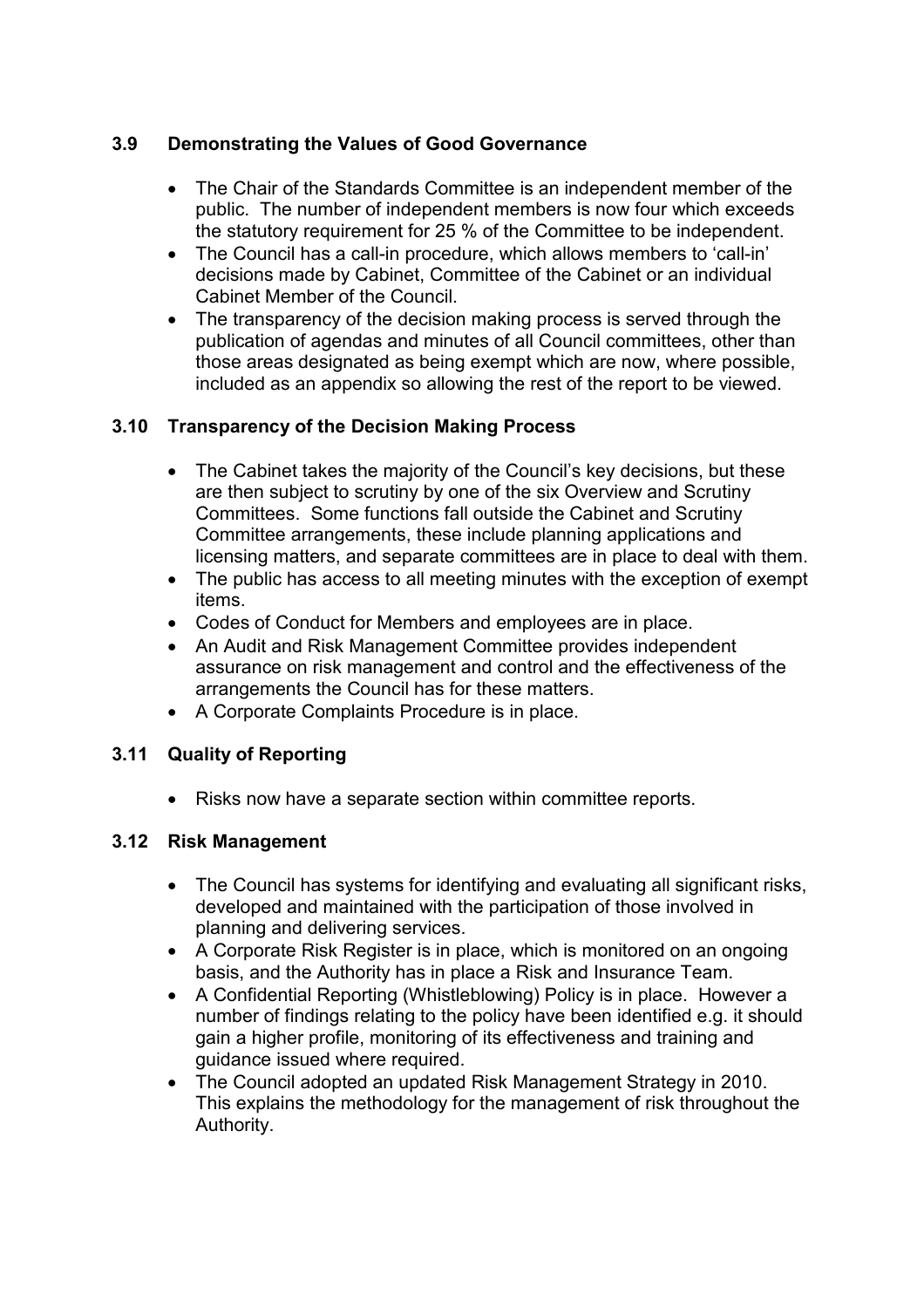## 3.9 Demonstrating the Values of Good Governance

- The Chair of the Standards Committee is an independent member of the public. The number of independent members is now four which exceeds the statutory requirement for 25 % of the Committee to be independent.
- The Council has a call-in procedure, which allows members to 'call-in' decisions made by Cabinet, Committee of the Cabinet or an individual Cabinet Member of the Council.
- The transparency of the decision making process is served through the publication of agendas and minutes of all Council committees, other than those areas designated as being exempt which are now, where possible, included as an appendix so allowing the rest of the report to be viewed.

## 3.10 Transparency of the Decision Making Process

- The Cabinet takes the majority of the Council's key decisions, but these are then subject to scrutiny by one of the six Overview and Scrutiny Committees. Some functions fall outside the Cabinet and Scrutiny Committee arrangements, these include planning applications and licensing matters, and separate committees are in place to deal with them.
- The public has access to all meeting minutes with the exception of exempt items.
- Codes of Conduct for Members and employees are in place.
- An Audit and Risk Management Committee provides independent assurance on risk management and control and the effectiveness of the arrangements the Council has for these matters.
- A Corporate Complaints Procedure is in place.

## 3.11 Quality of Reporting

- Risks now have a separate section within committee reports.

## 3.12 Risk Management

- The Council has systems for identifying and evaluating all significant risks, developed and maintained with the participation of those involved in planning and delivering services.
- A Corporate Risk Register is in place, which is monitored on an ongoing basis, and the Authority has in place a Risk and Insurance Team.
- A Confidential Reporting (Whistleblowing) Policy is in place. However a number of findings relating to the policy have been identified e.g. it should gain a higher profile, monitoring of its effectiveness and training and guidance issued where required.
- The Council adopted an updated Risk Management Strategy in 2010. This explains the methodology for the management of risk throughout the Authority.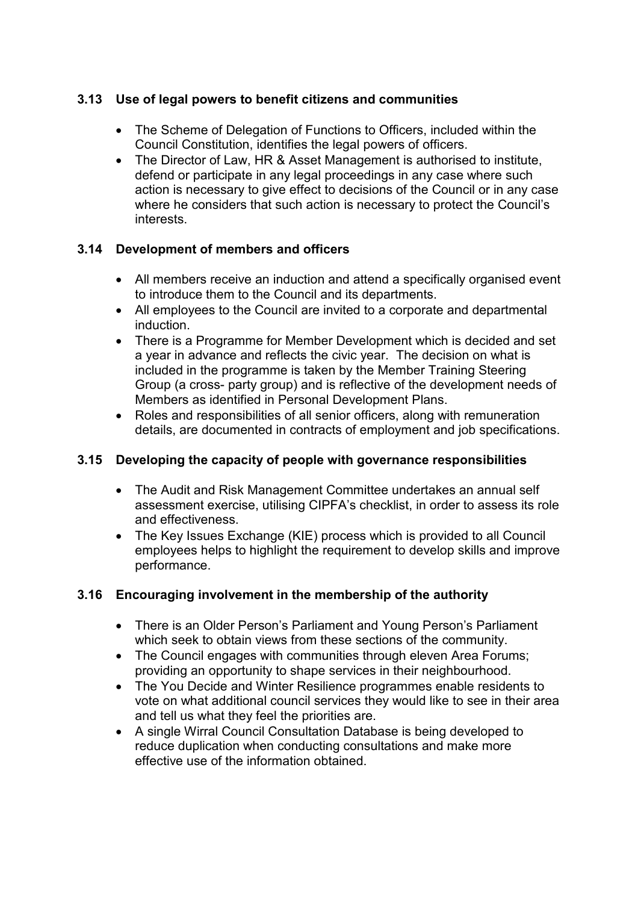### 3.13 Use of legal powers to benefit citizens and communities

- The Scheme of Delegation of Functions to Officers, included within the Council Constitution, identifies the legal powers of officers.
- The Director of Law, HR & Asset Management is authorised to institute, defend or participate in any legal proceedings in any case where such action is necessary to give effect to decisions of the Council or in any case where he considers that such action is necessary to protect the Council's interests.

### 3.14 Development of members and officers

- All members receive an induction and attend a specifically organised event to introduce them to the Council and its departments.
- All employees to the Council are invited to a corporate and departmental induction.
- There is a Programme for Member Development which is decided and set a year in advance and reflects the civic year. The decision on what is included in the programme is taken by the Member Training Steering Group (a cross- party group) and is reflective of the development needs of Members as identified in Personal Development Plans.
- Roles and responsibilities of all senior officers, along with remuneration details, are documented in contracts of employment and job specifications.

### 3.15 Developing the capacity of people with governance responsibilities

- The Audit and Risk Management Committee undertakes an annual self assessment exercise, utilising CIPFA's checklist, in order to assess its role and effectiveness.
- The Key Issues Exchange (KIE) process which is provided to all Council employees helps to highlight the requirement to develop skills and improve performance.

### 3.16 Encouraging involvement in the membership of the authority

- There is an Older Person's Parliament and Young Person's Parliament which seek to obtain views from these sections of the community.
- The Council engages with communities through eleven Area Forums; providing an opportunity to shape services in their neighbourhood.
- The You Decide and Winter Resilience programmes enable residents to vote on what additional council services they would like to see in their area and tell us what they feel the priorities are.
- A single Wirral Council Consultation Database is being developed to reduce duplication when conducting consultations and make more effective use of the information obtained.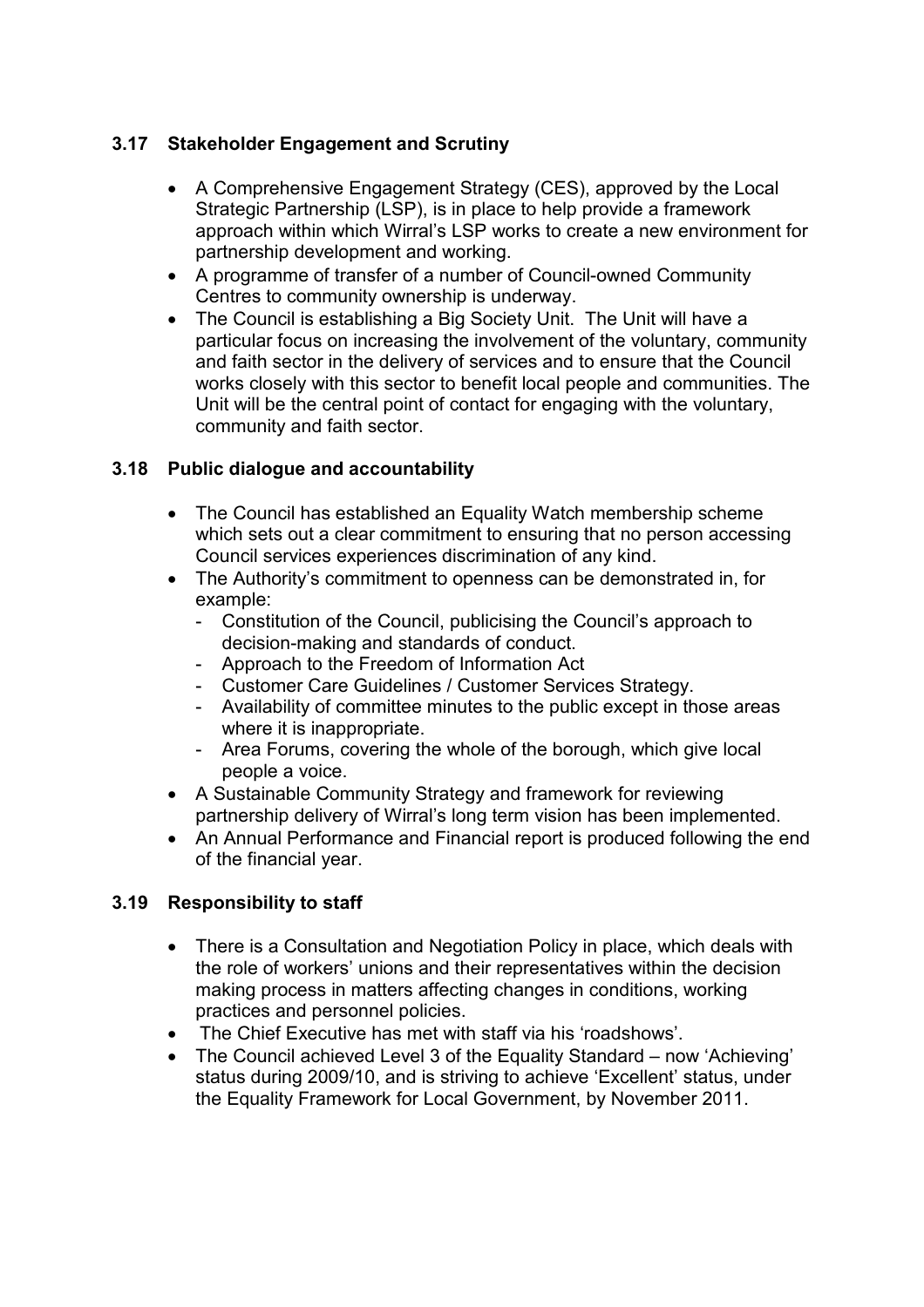### 3.17 Stakeholder Engagement and Scrutiny

- A Comprehensive Engagement Strategy (CES), approved by the Local Strategic Partnership (LSP), is in place to help provide a framework approach within which Wirral's LSP works to create a new environment for partnership development and working.
- A programme of transfer of a number of Council-owned Community Centres to community ownership is underway.
- The Council is establishing a Big Society Unit. The Unit will have a particular focus on increasing the involvement of the voluntary, community and faith sector in the delivery of services and to ensure that the Council works closely with this sector to benefit local people and communities. The Unit will be the central point of contact for engaging with the voluntary, community and faith sector.

### 3.18 Public dialogue and accountability

- The Council has established an Equality Watch membership scheme which sets out a clear commitment to ensuring that no person accessing Council services experiences discrimination of any kind.
- The Authority's commitment to openness can be demonstrated in, for example:
  - Constitution of the Council, publicising the Council's approach to decision-making and standards of conduct.
  - Approach to the Freedom of Information Act
  - Customer Care Guidelines / Customer Services Strategy.
  - Availability of committee minutes to the public except in those areas where it is inappropriate.
  - Area Forums, covering the whole of the borough, which give local people a voice.
- A Sustainable Community Strategy and framework for reviewing partnership delivery of Wirral's long term vision has been implemented.
- An Annual Performance and Financial report is produced following the end of the financial year.

### 3.19 Responsibility to staff

- There is a Consultation and Negotiation Policy in place, which deals with the role of workers' unions and their representatives within the decision making process in matters affecting changes in conditions, working practices and personnel policies.
- The Chief Executive has met with staff via his 'roadshows'.
- The Council achieved Level 3 of the Equality Standard – now 'Achieving' status during 2009/10, and is striving to achieve 'Excellent' status, under the Equality Framework for Local Government, by November 2011.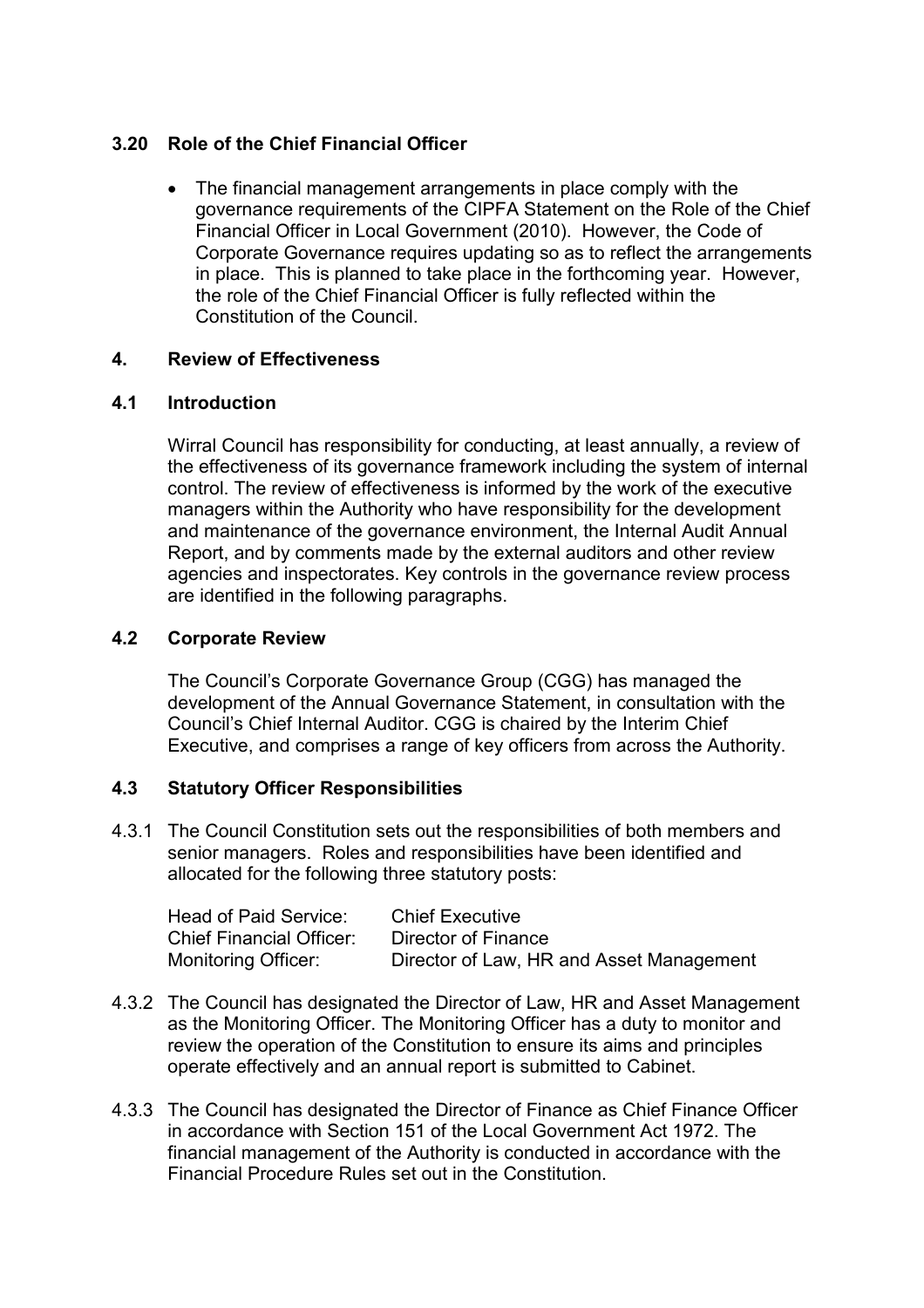### 3.20 Role of the Chief Financial Officer

- The financial management arrangements in place comply with the governance requirements of the CIPFA Statement on the Role of the Chief Financial Officer in Local Government (2010). However, the Code of Corporate Governance requires updating so as to reflect the arrangements in place. This is planned to take place in the forthcoming year. However, the role of the Chief Financial Officer is fully reflected within the Constitution of the Council.

## 4. Review of Effectiveness

### 4.1 Introduction

Wirral Council has responsibility for conducting, at least annually, a review of the effectiveness of its governance framework including the system of internal control. The review of effectiveness is informed by the work of the executive managers within the Authority who have responsibility for the development and maintenance of the governance environment, the Internal Audit Annual Report, and by comments made by the external auditors and other review agencies and inspectorates. Key controls in the governance review process are identified in the following paragraphs.

### 4.2 Corporate Review

The Council's Corporate Governance Group (CGG) has managed the development of the Annual Governance Statement, in consultation with the Council's Chief Internal Auditor. CGG is chaired by the Interim Chief Executive, and comprises a range of key officers from across the Authority.

### 4.3 Statutory Officer Responsibilities

4.3.1 The Council Constitution sets out the responsibilities of both members and senior managers. Roles and responsibilities have been identified and allocated for the following three statutory posts:

| | |
|---|---|
| Head of Paid Service: | Chief Executive |
| Chief Financial Officer: | Director of Finance |
| Monitoring Officer: | Director of Law, HR and Asset Management |

4.3.2 The Council has designated the Director of Law, HR and Asset Management as the Monitoring Officer. The Monitoring Officer has a duty to monitor and review the operation of the Constitution to ensure its aims and principles operate effectively and an annual report is submitted to Cabinet.

4.3.3 The Council has designated the Director of Finance as Chief Finance Officer in accordance with Section 151 of the Local Government Act 1972. The financial management of the Authority is conducted in accordance with the Financial Procedure Rules set out in the Constitution.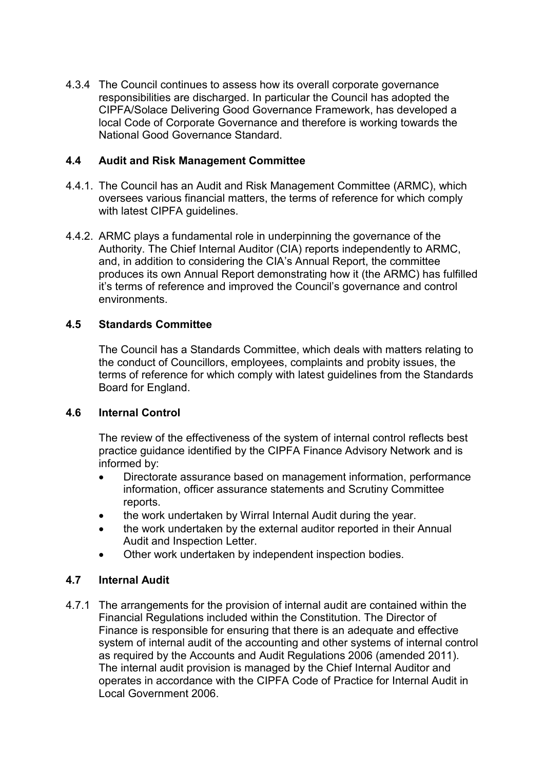4.3.4 The Council continues to assess how its overall corporate governance responsibilities are discharged. In particular the Council has adopted the CIPFA/Solace Delivering Good Governance Framework, has developed a local Code of Corporate Governance and therefore is working towards the National Good Governance Standard.

### 4.4 Audit and Risk Management Committee

4.4.1. The Council has an Audit and Risk Management Committee (ARMC), which oversees various financial matters, the terms of reference for which comply with latest CIPFA guidelines.

4.4.2. ARMC plays a fundamental role in underpinning the governance of the Authority. The Chief Internal Auditor (CIA) reports independently to ARMC, and, in addition to considering the CIA's Annual Report, the committee produces its own Annual Report demonstrating how it (the ARMC) has fulfilled it's terms of reference and improved the Council's governance and control environments.

### 4.5 Standards Committee

The Council has a Standards Committee, which deals with matters relating to the conduct of Councillors, employees, complaints and probity issues, the terms of reference for which comply with latest guidelines from the Standards Board for England.

### 4.6 Internal Control

The review of the effectiveness of the system of internal control reflects best practice guidance identified by the CIPFA Finance Advisory Network and is informed by:

- Directorate assurance based on management information, performance information, officer assurance statements and Scrutiny Committee reports.
- the work undertaken by Wirral Internal Audit during the year.
- the work undertaken by the external auditor reported in their Annual Audit and Inspection Letter.
- Other work undertaken by independent inspection bodies.

### 4.7 Internal Audit

4.7.1 The arrangements for the provision of internal audit are contained within the Financial Regulations included within the Constitution. The Director of Finance is responsible for ensuring that there is an adequate and effective system of internal audit of the accounting and other systems of internal control as required by the Accounts and Audit Regulations 2006 (amended 2011). The internal audit provision is managed by the Chief Internal Auditor and operates in accordance with the CIPFA Code of Practice for Internal Audit in Local Government 2006.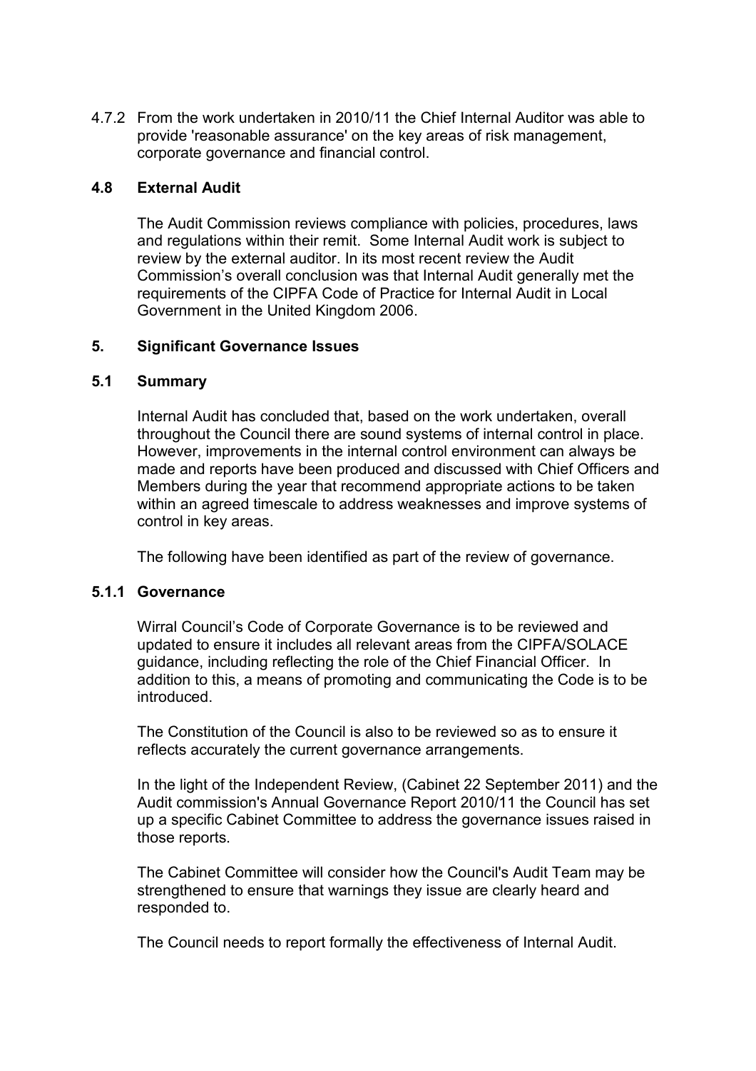4.7.2 From the work undertaken in 2010/11 the Chief Internal Auditor was able to provide 'reasonable assurance' on the key areas of risk management, corporate governance and financial control.

### 4.8 External Audit

The Audit Commission reviews compliance with policies, procedures, laws and regulations within their remit. Some Internal Audit work is subject to review by the external auditor. In its most recent review the Audit Commission's overall conclusion was that Internal Audit generally met the requirements of the CIPFA Code of Practice for Internal Audit in Local Government in the United Kingdom 2006.

## 5. Significant Governance Issues

### 5.1 Summary

Internal Audit has concluded that, based on the work undertaken, overall throughout the Council there are sound systems of internal control in place. However, improvements in the internal control environment can always be made and reports have been produced and discussed with Chief Officers and Members during the year that recommend appropriate actions to be taken within an agreed timescale to address weaknesses and improve systems of control in key areas.

The following have been identified as part of the review of governance.

#### 5.1.1 Governance

Wirral Council's Code of Corporate Governance is to be reviewed and updated to ensure it includes all relevant areas from the CIPFA/SOLACE guidance, including reflecting the role of the Chief Financial Officer. In addition to this, a means of promoting and communicating the Code is to be introduced.

The Constitution of the Council is also to be reviewed so as to ensure it reflects accurately the current governance arrangements.

In the light of the Independent Review, (Cabinet 22 September 2011) and the Audit commission's Annual Governance Report 2010/11 the Council has set up a specific Cabinet Committee to address the governance issues raised in those reports.

The Cabinet Committee will consider how the Council's Audit Team may be strengthened to ensure that warnings they issue are clearly heard and responded to.

The Council needs to report formally the effectiveness of Internal Audit.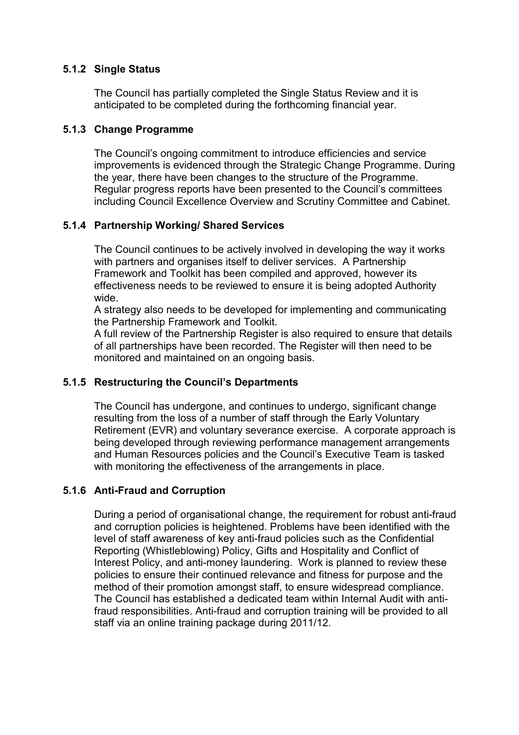#### 5.1.2 Single Status

The Council has partially completed the Single Status Review and it is anticipated to be completed during the forthcoming financial year.

#### 5.1.3 Change Programme

The Council's ongoing commitment to introduce efficiencies and service improvements is evidenced through the Strategic Change Programme. During the year, there have been changes to the structure of the Programme. Regular progress reports have been presented to the Council's committees including Council Excellence Overview and Scrutiny Committee and Cabinet.

#### 5.1.4 Partnership Working/ Shared Services

The Council continues to be actively involved in developing the way it works with partners and organises itself to deliver services. A Partnership Framework and Toolkit has been compiled and approved, however its effectiveness needs to be reviewed to ensure it is being adopted Authority wide.

A strategy also needs to be developed for implementing and communicating the Partnership Framework and Toolkit.

A full review of the Partnership Register is also required to ensure that details of all partnerships have been recorded. The Register will then need to be monitored and maintained on an ongoing basis.

#### 5.1.5 Restructuring the Council's Departments

The Council has undergone, and continues to undergo, significant change resulting from the loss of a number of staff through the Early Voluntary Retirement (EVR) and voluntary severance exercise. A corporate approach is being developed through reviewing performance management arrangements and Human Resources policies and the Council's Executive Team is tasked with monitoring the effectiveness of the arrangements in place.

#### 5.1.6 Anti-Fraud and Corruption

During a period of organisational change, the requirement for robust anti-fraud and corruption policies is heightened. Problems have been identified with the level of staff awareness of key anti-fraud policies such as the Confidential Reporting (Whistleblowing) Policy, Gifts and Hospitality and Conflict of Interest Policy, and anti-money laundering. Work is planned to review these policies to ensure their continued relevance and fitness for purpose and the method of their promotion amongst staff, to ensure widespread compliance. The Council has established a dedicated team within Internal Audit with anti-fraud responsibilities. Anti-fraud and corruption training will be provided to all staff via an online training package during 2011/12.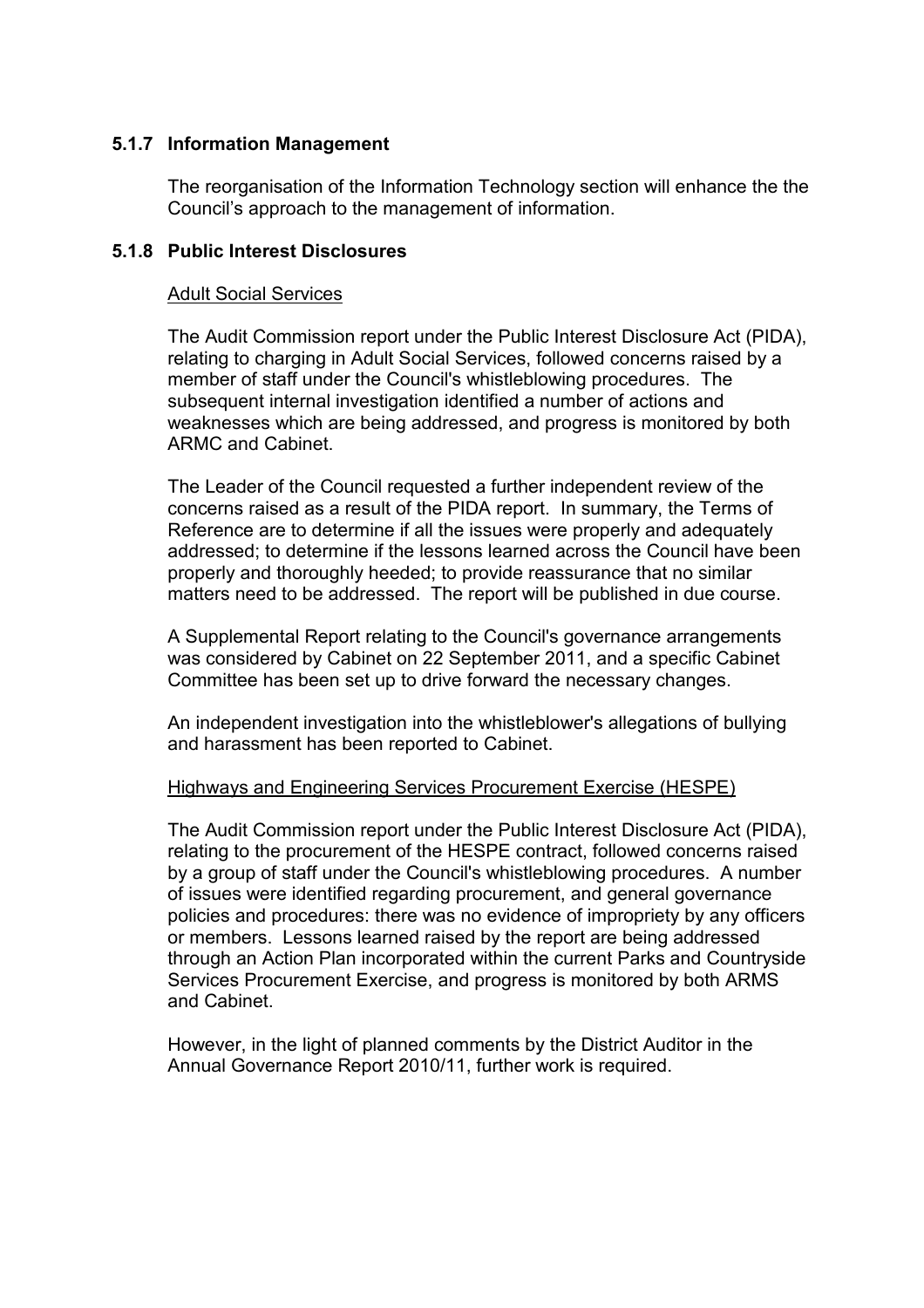### 5.1.7 Information Management

The reorganisation of the Information Technology section will enhance the the Council's approach to the management of information.

### 5.1.8 Public Interest Disclosures

<u>Adult Social Services</u>

The Audit Commission report under the Public Interest Disclosure Act (PIDA), relating to charging in Adult Social Services, followed concerns raised by a member of staff under the Council's whistleblowing procedures. The subsequent internal investigation identified a number of actions and weaknesses which are being addressed, and progress is monitored by both ARMC and Cabinet.

The Leader of the Council requested a further independent review of the concerns raised as a result of the PIDA report. In summary, the Terms of Reference are to determine if all the issues were properly and adequately addressed; to determine if the lessons learned across the Council have been properly and thoroughly heeded; to provide reassurance that no similar matters need to be addressed. The report will be published in due course.

A Supplemental Report relating to the Council's governance arrangements was considered by Cabinet on 22 September 2011, and a specific Cabinet Committee has been set up to drive forward the necessary changes.

An independent investigation into the whistleblower's allegations of bullying and harassment has been reported to Cabinet.

<u>Highways and Engineering Services Procurement Exercise (HESPE)</u>

The Audit Commission report under the Public Interest Disclosure Act (PIDA), relating to the procurement of the HESPE contract, followed concerns raised by a group of staff under the Council's whistleblowing procedures. A number of issues were identified regarding procurement, and general governance policies and procedures: there was no evidence of impropriety by any officers or members. Lessons learned raised by the report are being addressed through an Action Plan incorporated within the current Parks and Countryside Services Procurement Exercise, and progress is monitored by both ARMS and Cabinet.

However, in the light of planned comments by the District Auditor in the Annual Governance Report 2010/11, further work is required.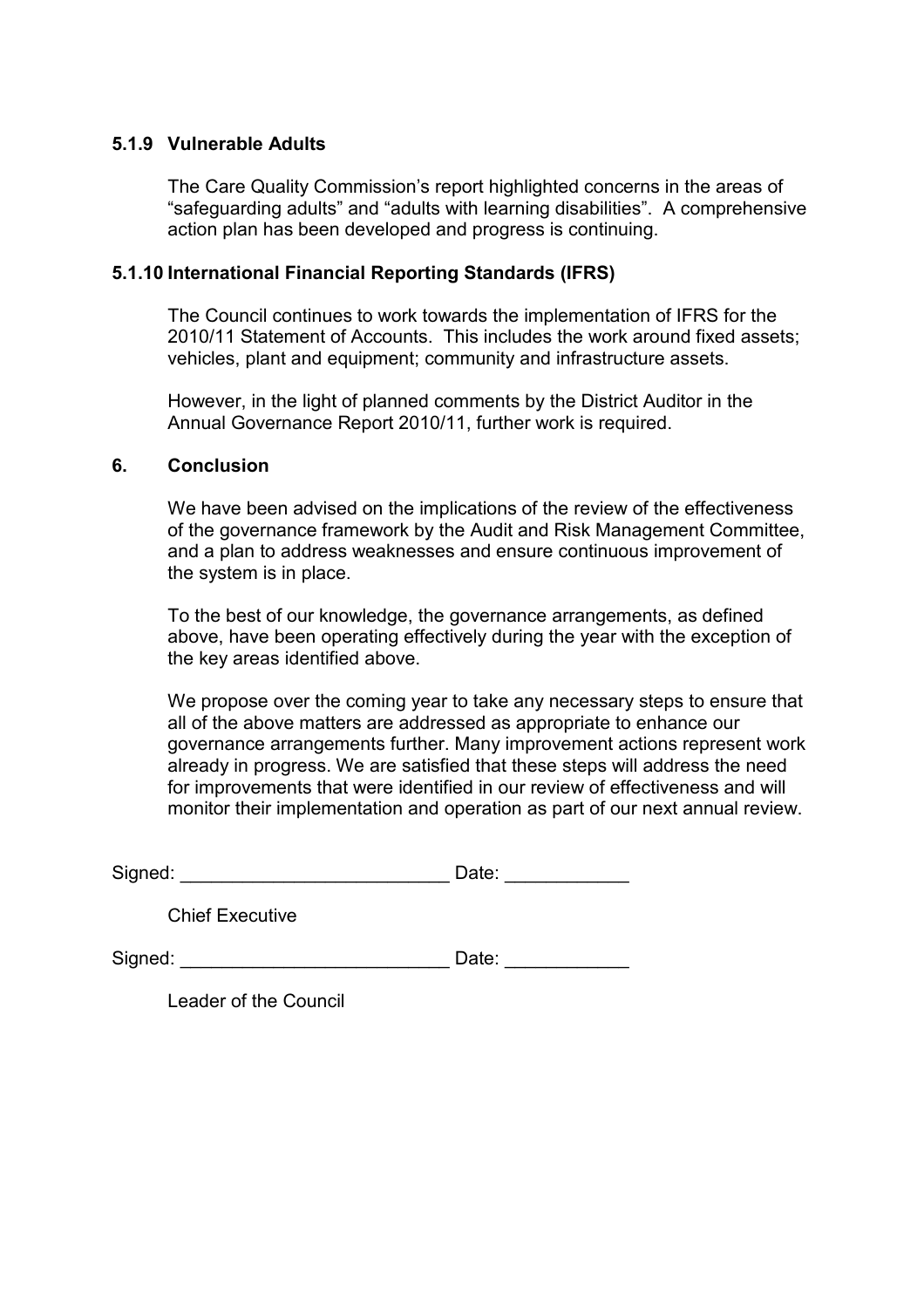### 5.1.9 Vulnerable Adults

The Care Quality Commission's report highlighted concerns in the areas of "safeguarding adults" and "adults with learning disabilities". A comprehensive action plan has been developed and progress is continuing.

### 5.1.10 International Financial Reporting Standards (IFRS)

The Council continues to work towards the implementation of IFRS for the 2010/11 Statement of Accounts. This includes the work around fixed assets; vehicles, plant and equipment; community and infrastructure assets.

However, in the light of planned comments by the District Auditor in the Annual Governance Report 2010/11, further work is required.

## 6. Conclusion

We have been advised on the implications of the review of the effectiveness of the governance framework by the Audit and Risk Management Committee, and a plan to address weaknesses and ensure continuous improvement of the system is in place.

To the best of our knowledge, the governance arrangements, as defined above, have been operating effectively during the year with the exception of the key areas identified above.

We propose over the coming year to take any necessary steps to ensure that all of the above matters are addressed as appropriate to enhance our governance arrangements further. Many improvement actions represent work already in progress. We are satisfied that these steps will address the need for improvements that were identified in our review of effectiveness and will monitor their implementation and operation as part of our next annual review.

Signed: __________________________ Date: ____________

Chief Executive

Signed: __________________________ Date: ____________

Leader of the Council